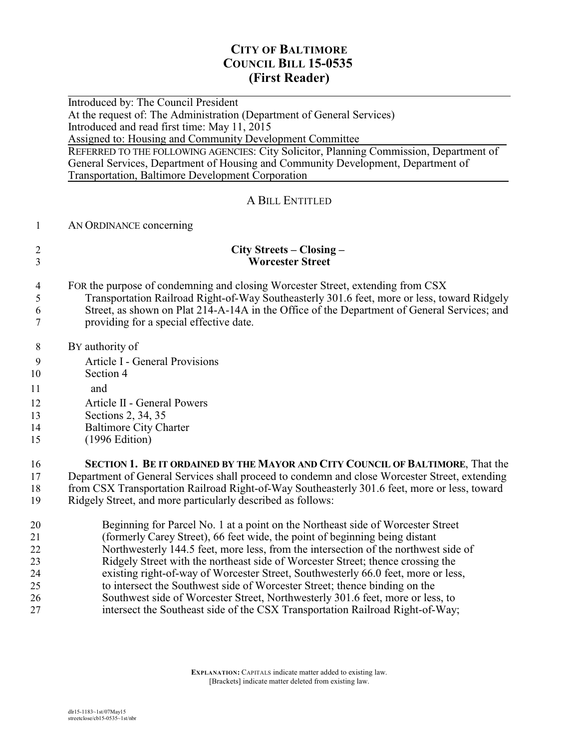# CITY OF BALTIMORE
# COUNCIL BILL 15-0535
# (First Reader)

Introduced by: The Council President
At the request of: The Administration (Department of General Services)
Introduced and read first time: May 11, 2015
Assigned to: Housing and Community Development Committee

REFERRED TO THE FOLLOWING AGENCIES: City Solicitor, Planning Commission, Department of General Services, Department of Housing and Community Development, Department of Transportation, Baltimore Development Corporation

A BILL ENTITLED

AN ORDINANCE concerning

**City Streets – Closing –**
**Worcester Street**

FOR the purpose of condemning and closing Worcester Street, extending from CSX Transportation Railroad Right-of-Way Southeasterly 301.6 feet, more or less, toward Ridgely Street, as shown on Plat 214-A-14A in the Office of the Department of General Services; and providing for a special effective date.

BY authority of
Article I - General Provisions
Section 4
and
Article II - General Powers
Sections 2, 34, 35
Baltimore City Charter
(1996 Edition)

**SECTION 1. BE IT ORDAINED BY THE MAYOR AND CITY COUNCIL OF BALTIMORE**, That the Department of General Services shall proceed to condemn and close Worcester Street, extending from CSX Transportation Railroad Right-of-Way Southeasterly 301.6 feet, more or less, toward Ridgely Street, and more particularly described as follows:

Beginning for Parcel No. 1 at a point on the Northeast side of Worcester Street (formerly Carey Street), 66 feet wide, the point of beginning being distant Northwesterly 144.5 feet, more less, from the intersection of the northwest side of Ridgely Street with the northeast side of Worcester Street; thence crossing the existing right-of-way of Worcester Street, Southwesterly 66.0 feet, more or less, to intersect the Southwest side of Worcester Street; thence binding on the Southwest side of Worcester Street, Northwesterly 301.6 feet, more or less, to intersect the Southeast side of the CSX Transportation Railroad Right-of-Way;

**EXPLANATION:** CAPITALS indicate matter added to existing law.
[Brackets] indicate matter deleted from existing law.

dlr15-1183~1st/07May15
streetclose/cb15-0535~1st/nbr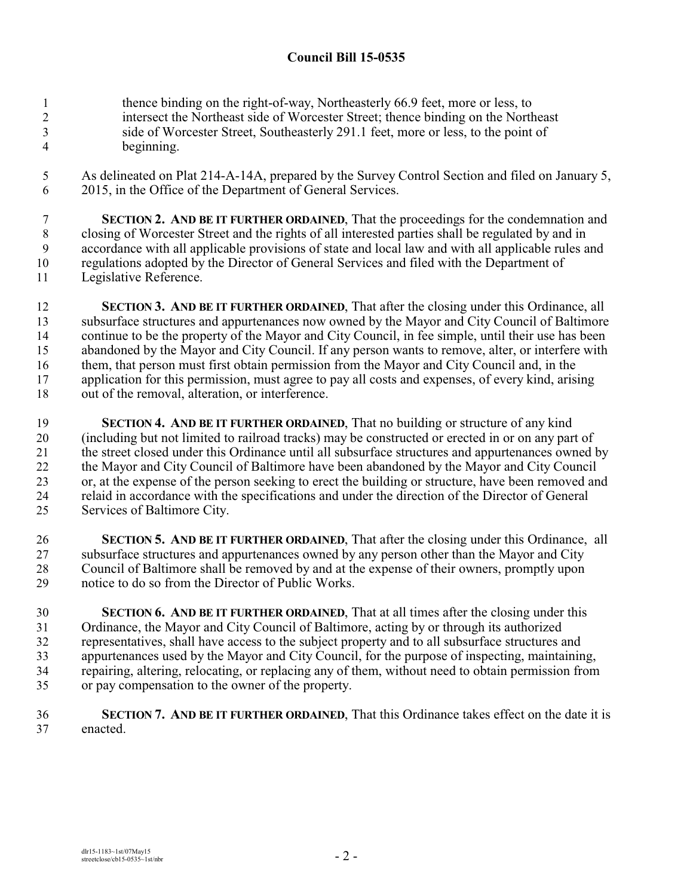thence binding on the right-of-way, Northeasterly 66.9 feet, more or less, to intersect the Northeast side of Worcester Street; thence binding on the Northeast side of Worcester Street, Southeasterly 291.1 feet, more or less, to the point of beginning.

As delineated on Plat 214-A-14A, prepared by the Survey Control Section and filed on January 5, 2015, in the Office of the Department of General Services.

**SECTION 2. AND BE IT FURTHER ORDAINED**, That the proceedings for the condemnation and closing of Worcester Street and the rights of all interested parties shall be regulated by and in accordance with all applicable provisions of state and local law and with all applicable rules and regulations adopted by the Director of General Services and filed with the Department of Legislative Reference.

**SECTION 3. AND BE IT FURTHER ORDAINED**, That after the closing under this Ordinance, all subsurface structures and appurtenances now owned by the Mayor and City Council of Baltimore continue to be the property of the Mayor and City Council, in fee simple, until their use has been abandoned by the Mayor and City Council. If any person wants to remove, alter, or interfere with them, that person must first obtain permission from the Mayor and City Council and, in the application for this permission, must agree to pay all costs and expenses, of every kind, arising out of the removal, alteration, or interference.

**SECTION 4. AND BE IT FURTHER ORDAINED**, That no building or structure of any kind (including but not limited to railroad tracks) may be constructed or erected in or on any part of the street closed under this Ordinance until all subsurface structures and appurtenances owned by the Mayor and City Council of Baltimore have been abandoned by the Mayor and City Council or, at the expense of the person seeking to erect the building or structure, have been removed and relaid in accordance with the specifications and under the direction of the Director of General Services of Baltimore City.

**SECTION 5. AND BE IT FURTHER ORDAINED**, That after the closing under this Ordinance, all subsurface structures and appurtenances owned by any person other than the Mayor and City Council of Baltimore shall be removed by and at the expense of their owners, promptly upon notice to do so from the Director of Public Works.

**SECTION 6. AND BE IT FURTHER ORDAINED**, That at all times after the closing under this Ordinance, the Mayor and City Council of Baltimore, acting by or through its authorized representatives, shall have access to the subject property and to all subsurface structures and appurtenances used by the Mayor and City Council, for the purpose of inspecting, maintaining, repairing, altering, relocating, or replacing any of them, without need to obtain permission from or pay compensation to the owner of the property.

**SECTION 7. AND BE IT FURTHER ORDAINED**, That this Ordinance takes effect on the date it is enacted.

dlr15-1183~1st/07May15
streetclose/cb15-0535~1st/nbr